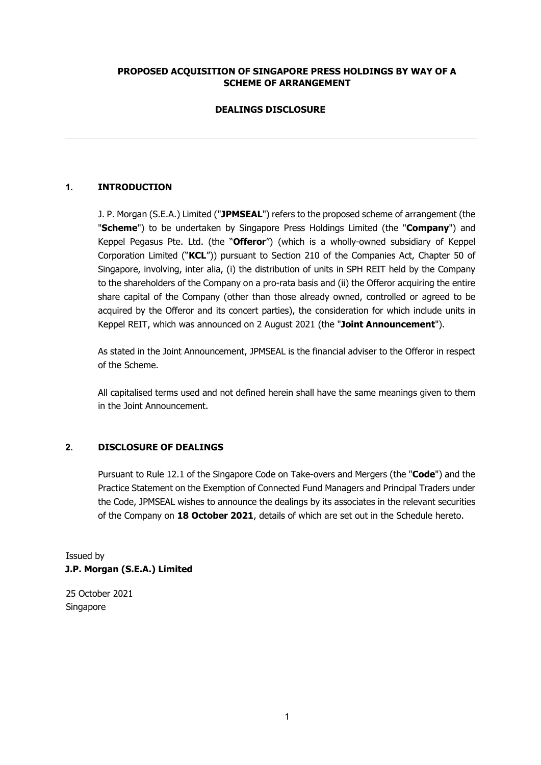**PROPOSED ACQUISITION OF SINGAPORE PRESS HOLDINGS BY WAY OF A SCHEME OF ARRANGEMENT**

**DEALINGS DISCLOSURE**

---

## 1. INTRODUCTION

J. P. Morgan (S.E.A.) Limited ("**JPMSEAL**") refers to the proposed scheme of arrangement (the "**Scheme**") to be undertaken by Singapore Press Holdings Limited (the "**Company**") and Keppel Pegasus Pte. Ltd. (the "**Offeror**") (which is a wholly-owned subsidiary of Keppel Corporation Limited ("**KCL**")) pursuant to Section 210 of the Companies Act, Chapter 50 of Singapore, involving, inter alia, (i) the distribution of units in SPH REIT held by the Company to the shareholders of the Company on a pro-rata basis and (ii) the Offeror acquiring the entire share capital of the Company (other than those already owned, controlled or agreed to be acquired by the Offeror and its concert parties), the consideration for which include units in Keppel REIT, which was announced on 2 August 2021 (the "**Joint Announcement**").

As stated in the Joint Announcement, JPMSEAL is the financial adviser to the Offeror in respect of the Scheme.

All capitalised terms used and not defined herein shall have the same meanings given to them in the Joint Announcement.

## 2. DISCLOSURE OF DEALINGS

Pursuant to Rule 12.1 of the Singapore Code on Take-overs and Mergers (the "**Code**") and the Practice Statement on the Exemption of Connected Fund Managers and Principal Traders under the Code, JPMSEAL wishes to announce the dealings by its associates in the relevant securities of the Company on **18 October 2021**, details of which are set out in the Schedule hereto.

Issued by
**J.P. Morgan (S.E.A.) Limited**

25 October 2021
Singapore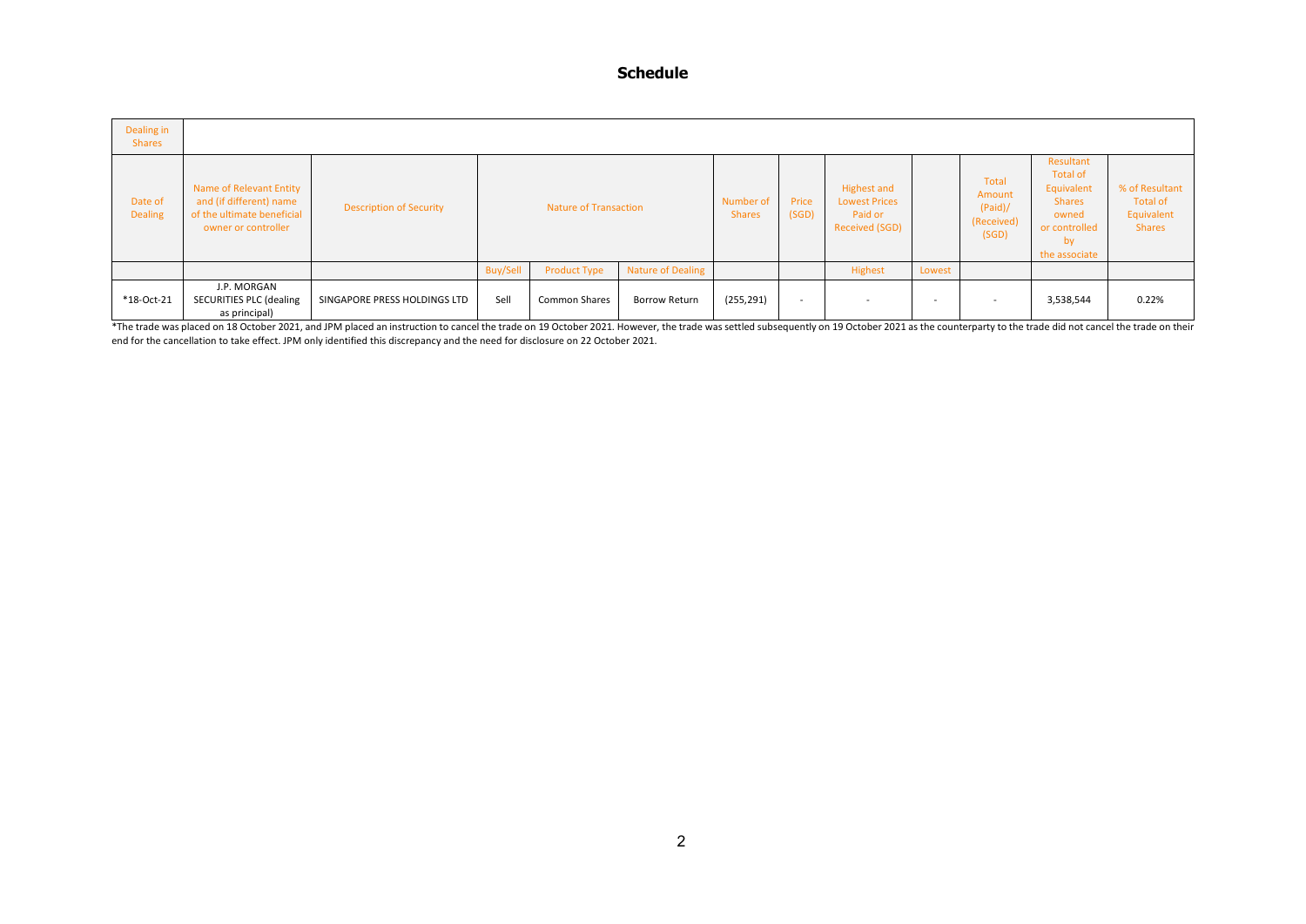## Schedule

| Dealing in Shares | | | | | | | | | | | | |
|---|---|---|---|---|---|---|---|---|---|---|---|---|
| Date of Dealing | Name of Relevant Entity and (if different) name of the ultimate beneficial owner or controller | Description of Security | Nature of Transaction | | | Number of Shares | Price (SGD) | Highest and Lowest Prices Paid or Received (SGD) | | Total Amount (Paid)/ (Received) (SGD) | Resultant Total of Equivalent Shares owned or controlled by the associate | % of Resultant Total of Equivalent Shares |
| | | | Buy/Sell | Product Type | Nature of Dealing | | | Highest | Lowest | | | |
| *18-Oct-21 | J.P. MORGAN SECURITIES PLC (dealing as principal) | SINGAPORE PRESS HOLDINGS LTD | Sell | Common Shares | Borrow Return | (255,291) | - | - | - | - | 3,538,544 | 0.22% |

*The trade was placed on 18 October 2021, and JPM placed an instruction to cancel the trade on 19 October 2021. However, the trade was settled subsequently on 19 October 2021 as the counterparty to the trade did not cancel the trade on their end for the cancellation to take effect. JPM only identified this discrepancy and the need for disclosure on 22 October 2021.